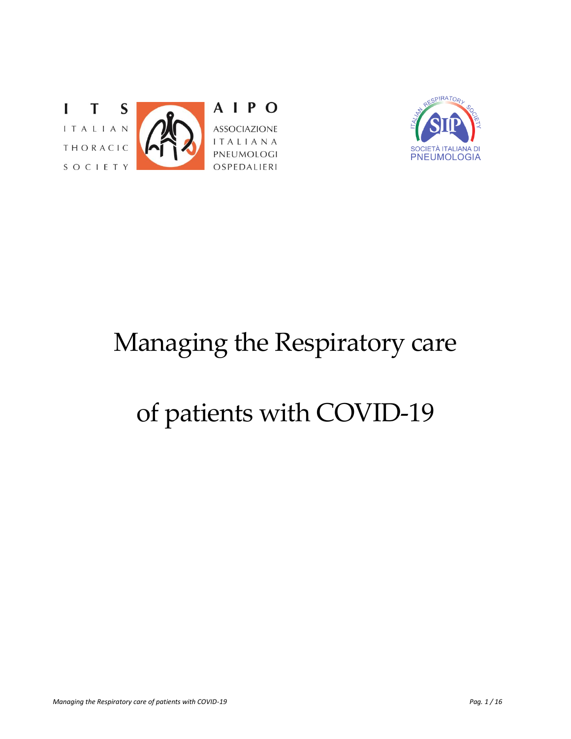ITS — ITALIAN THORACIC SOCIETY

AIPO — ASSOCIAZIONE ITALIANA PNEUMOLOGI OSPEDALIERI

ITALIAN RESPIRATORY SOCIETY — SIP — SOCIETÀ ITALIANA DI PNEUMOLOGIA

# Managing the Respiratory care of patients with COVID-19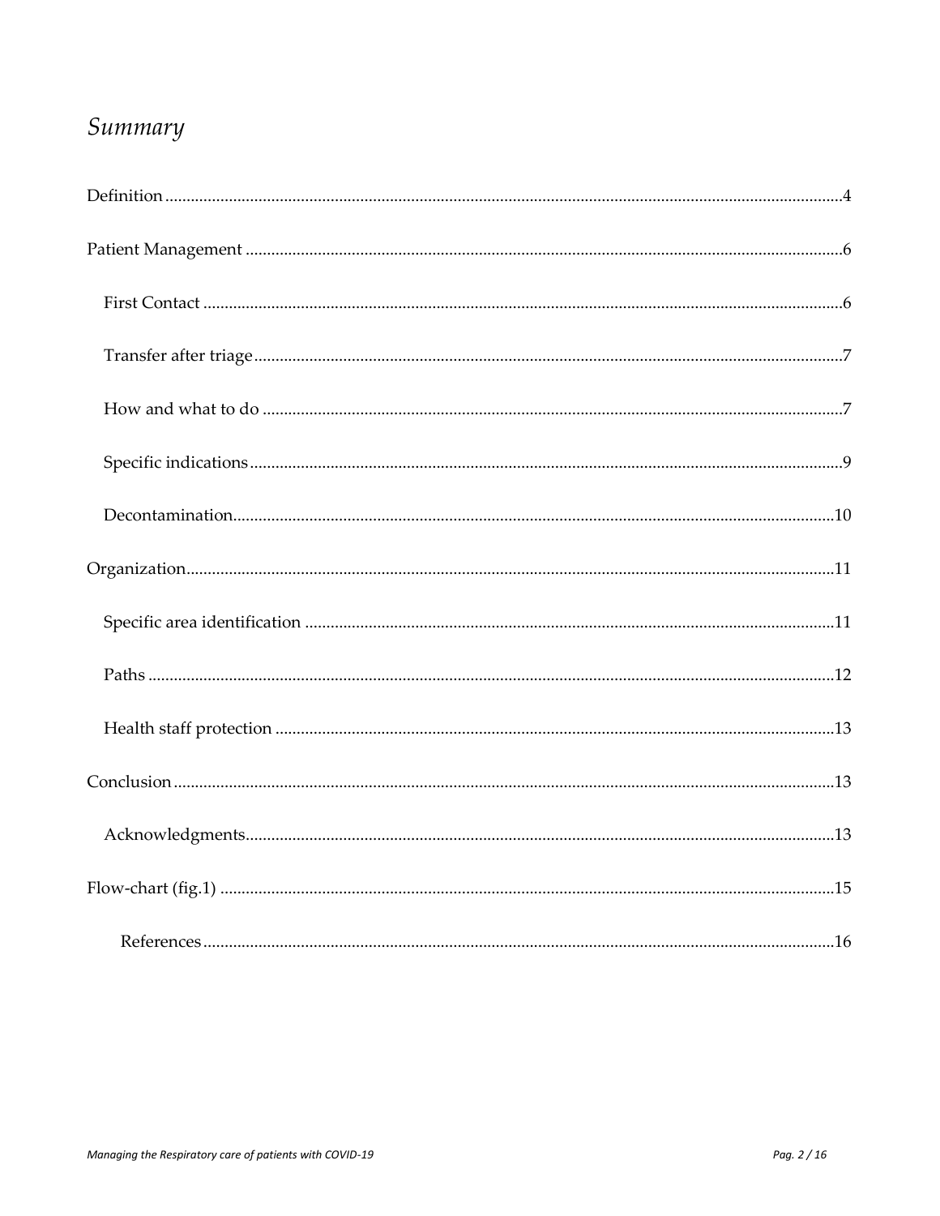# *Summary*

Definition ............................................................................................................................................4

Patient Management ..........................................................................................................................6

First Contact ....................................................................................................................................6

Transfer after triage ........................................................................................................................7

How and what to do .......................................................................................................................7

Specific indications .........................................................................................................................9

Decontamination ............................................................................................................................10

Organization .......................................................................................................................................11

Specific area identification ..........................................................................................................11

Paths ................................................................................................................................................12

Health staff protection .................................................................................................................13

Conclusion .........................................................................................................................................13

Acknowledgments .........................................................................................................................13

Flow-chart (fig.1) ...............................................................................................................................15

References ...................................................................................................................................16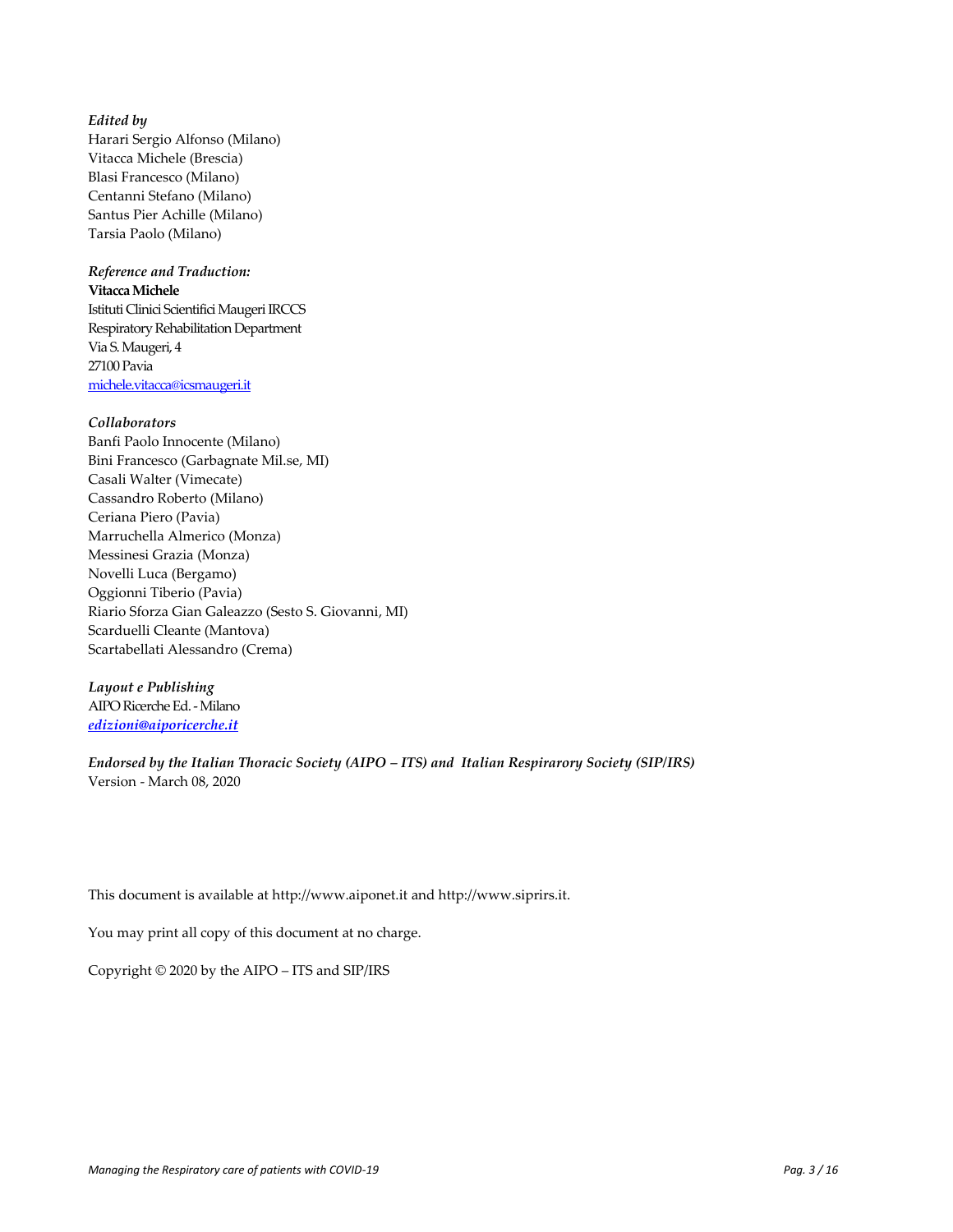*Edited by*
Harari Sergio Alfonso (Milano)
Vitacca Michele (Brescia)
Blasi Francesco (Milano)
Centanni Stefano (Milano)
Santus Pier Achille (Milano)
Tarsia Paolo (Milano)

*Reference and Traduction:*
**Vitacca Michele**
Istituti Clinici Scientifici Maugeri IRCCS
Respiratory Rehabilitation Department
Via S. Maugeri, 4
27100 Pavia
michele.vitacca@icsmaugeri.it

*Collaborators*
Banfi Paolo Innocente (Milano)
Bini Francesco (Garbagnate Mil.se, MI)
Casali Walter (Vimecate)
Cassandro Roberto (Milano)
Ceriana Piero (Pavia)
Marruchella Almerico (Monza)
Messinesi Grazia (Monza)
Novelli Luca (Bergamo)
Oggionni Tiberio (Pavia)
Riario Sforza Gian Galeazzo (Sesto S. Giovanni, MI)
Scarduelli Cleante (Mantova)
Scartabellati Alessandro (Crema)

*Layout e Publishing*
AIPO Ricerche Ed. - Milano
*edizioni@aiporicerche.it*

*Endorsed by the Italian Thoracic Society (AIPO – ITS) and Italian Respirarory Society (SIP/IRS)*
Version - March 08, 2020

This document is available at http://www.aiponet.it and http://www.siprirs.it.

You may print all copy of this document at no charge.

Copyright © 2020 by the AIPO – ITS and SIP/IRS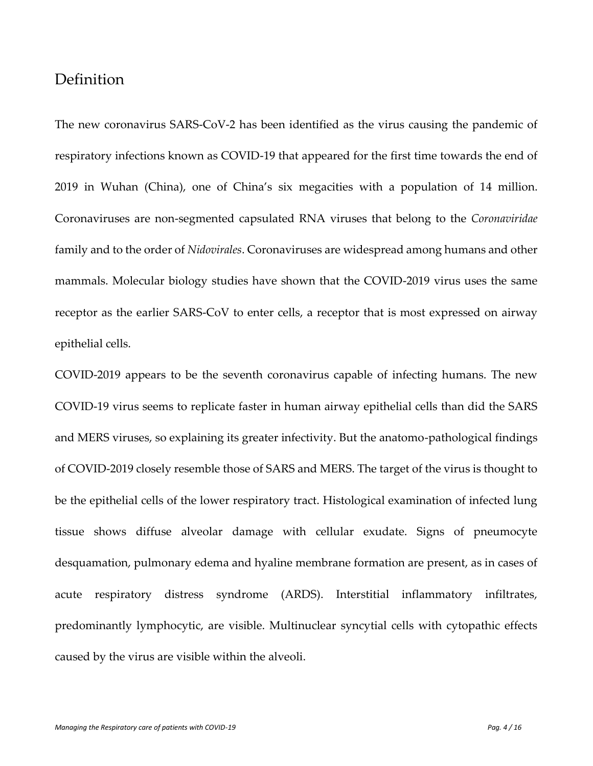## Definition

The new coronavirus SARS-CoV-2 has been identified as the virus causing the pandemic of respiratory infections known as COVID-19 that appeared for the first time towards the end of 2019 in Wuhan (China), one of China's six megacities with a population of 14 million. Coronaviruses are non-segmented capsulated RNA viruses that belong to the *Coronaviridae* family and to the order of *Nidovirales*. Coronaviruses are widespread among humans and other mammals. Molecular biology studies have shown that the COVID-2019 virus uses the same receptor as the earlier SARS-CoV to enter cells, a receptor that is most expressed on airway epithelial cells.

COVID-2019 appears to be the seventh coronavirus capable of infecting humans. The new COVID-19 virus seems to replicate faster in human airway epithelial cells than did the SARS and MERS viruses, so explaining its greater infectivity. But the anatomo-pathological findings of COVID-2019 closely resemble those of SARS and MERS. The target of the virus is thought to be the epithelial cells of the lower respiratory tract. Histological examination of infected lung tissue shows diffuse alveolar damage with cellular exudate. Signs of pneumocyte desquamation, pulmonary edema and hyaline membrane formation are present, as in cases of acute respiratory distress syndrome (ARDS). Interstitial inflammatory infiltrates, predominantly lymphocytic, are visible. Multinuclear syncytial cells with cytopathic effects caused by the virus are visible within the alveoli.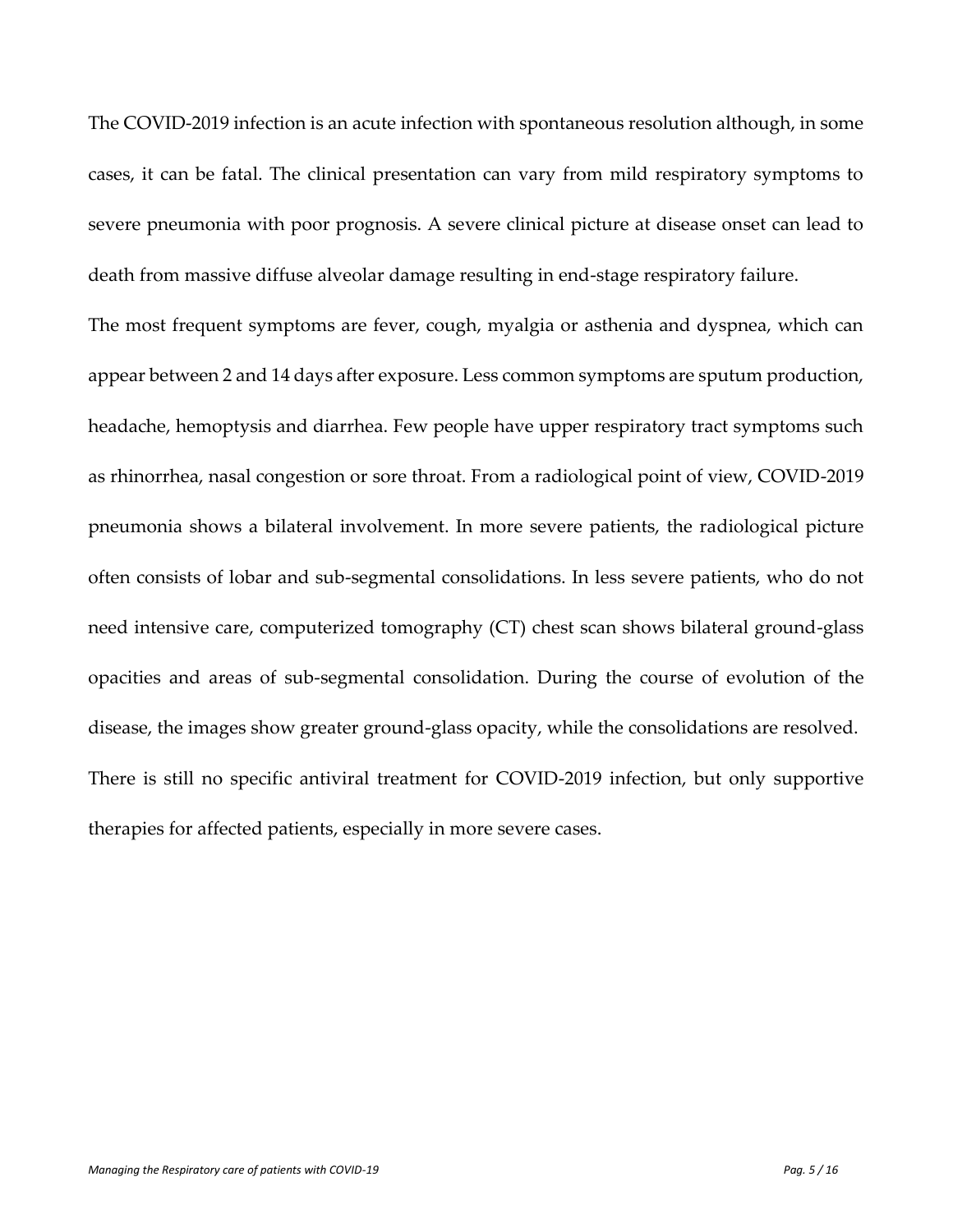The COVID-2019 infection is an acute infection with spontaneous resolution although, in some cases, it can be fatal. The clinical presentation can vary from mild respiratory symptoms to severe pneumonia with poor prognosis. A severe clinical picture at disease onset can lead to death from massive diffuse alveolar damage resulting in end-stage respiratory failure.

The most frequent symptoms are fever, cough, myalgia or asthenia and dyspnea, which can appear between 2 and 14 days after exposure. Less common symptoms are sputum production, headache, hemoptysis and diarrhea. Few people have upper respiratory tract symptoms such as rhinorrhea, nasal congestion or sore throat. From a radiological point of view, COVID-2019 pneumonia shows a bilateral involvement. In more severe patients, the radiological picture often consists of lobar and sub-segmental consolidations. In less severe patients, who do not need intensive care, computerized tomography (CT) chest scan shows bilateral ground-glass opacities and areas of sub-segmental consolidation. During the course of evolution of the disease, the images show greater ground-glass opacity, while the consolidations are resolved.

There is still no specific antiviral treatment for COVID-2019 infection, but only supportive therapies for affected patients, especially in more severe cases.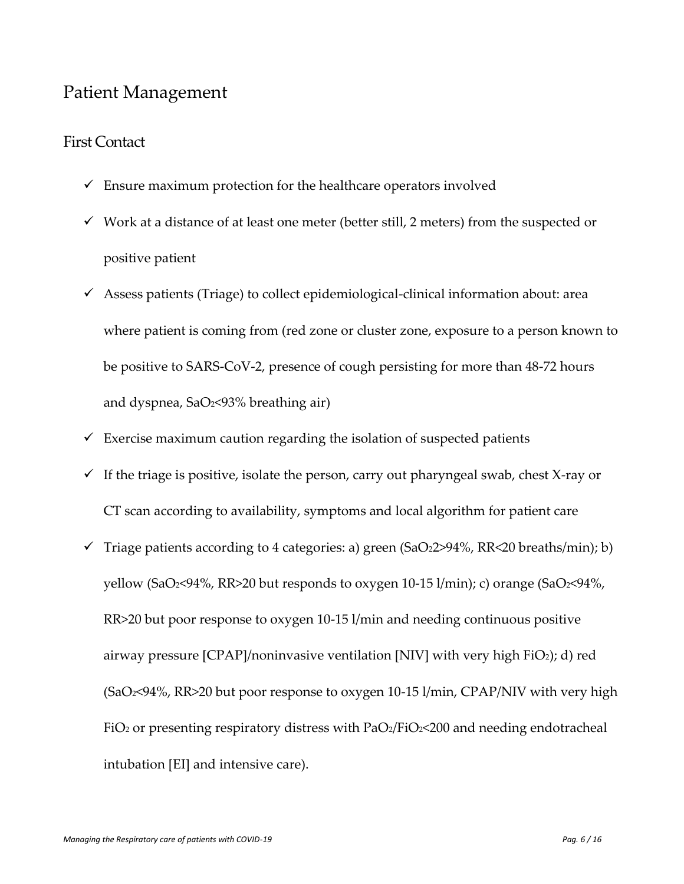## Patient Management

### First Contact

- ✓ Ensure maximum protection for the healthcare operators involved
- ✓ Work at a distance of at least one meter (better still, 2 meters) from the suspected or positive patient
- ✓ Assess patients (Triage) to collect epidemiological-clinical information about: area where patient is coming from (red zone or cluster zone, exposure to a person known to be positive to SARS-CoV-2, presence of cough persisting for more than 48-72 hours and dyspnea, $SaO_2$<93% breathing air)
- ✓ Exercise maximum caution regarding the isolation of suspected patients
- ✓ If the triage is positive, isolate the person, carry out pharyngeal swab, chest X-ray or CT scan according to availability, symptoms and local algorithm for patient care
- ✓ Triage patients according to 4 categories: a) green ($SaO_2$2>94%, RR<20 breaths/min); b) yellow ($SaO_2$<94%, RR>20 but responds to oxygen 10-15 l/min); c) orange ($SaO_2$<94%, RR>20 but poor response to oxygen 10-15 l/min and needing continuous positive airway pressure [CPAP]/noninvasive ventilation [NIV] with very high $FiO_2$); d) red ($SaO_2$<94%, RR>20 but poor response to oxygen 10-15 l/min, CPAP/NIV with very high $FiO_2$ or presenting respiratory distress with $PaO_2/FiO_2$<200 and needing endotracheal intubation [EI] and intensive care).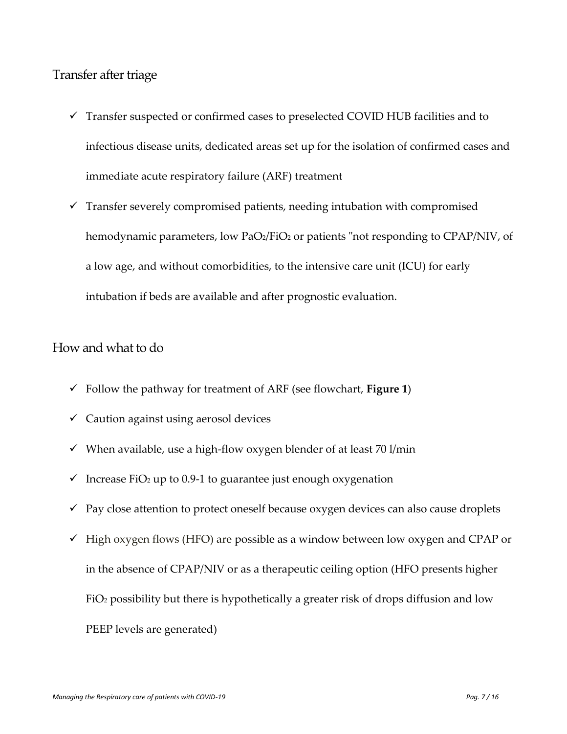## Transfer after triage

- ✓ Transfer suspected or confirmed cases to preselected COVID HUB facilities and to infectious disease units, dedicated areas set up for the isolation of confirmed cases and immediate acute respiratory failure (ARF) treatment
- ✓ Transfer severely compromised patients, needing intubation with compromised hemodynamic parameters, low $PaO_2/FiO_2$ or patients "not responding to CPAP/NIV, of a low age, and without comorbidities, to the intensive care unit (ICU) for early intubation if beds are available and after prognostic evaluation.

## How and what to do

- ✓ Follow the pathway for treatment of ARF (see flowchart, **Figure 1**)
- ✓ Caution against using aerosol devices
- ✓ When available, use a high-flow oxygen blender of at least 70 l/min
- ✓ Increase $FiO_2$ up to 0.9-1 to guarantee just enough oxygenation
- ✓ Pay close attention to protect oneself because oxygen devices can also cause droplets
- ✓ High oxygen flows (HFO) are possible as a window between low oxygen and CPAP or in the absence of CPAP/NIV or as a therapeutic ceiling option (HFO presents higher $FiO_2$ possibility but there is hypothetically a greater risk of drops diffusion and low PEEP levels are generated)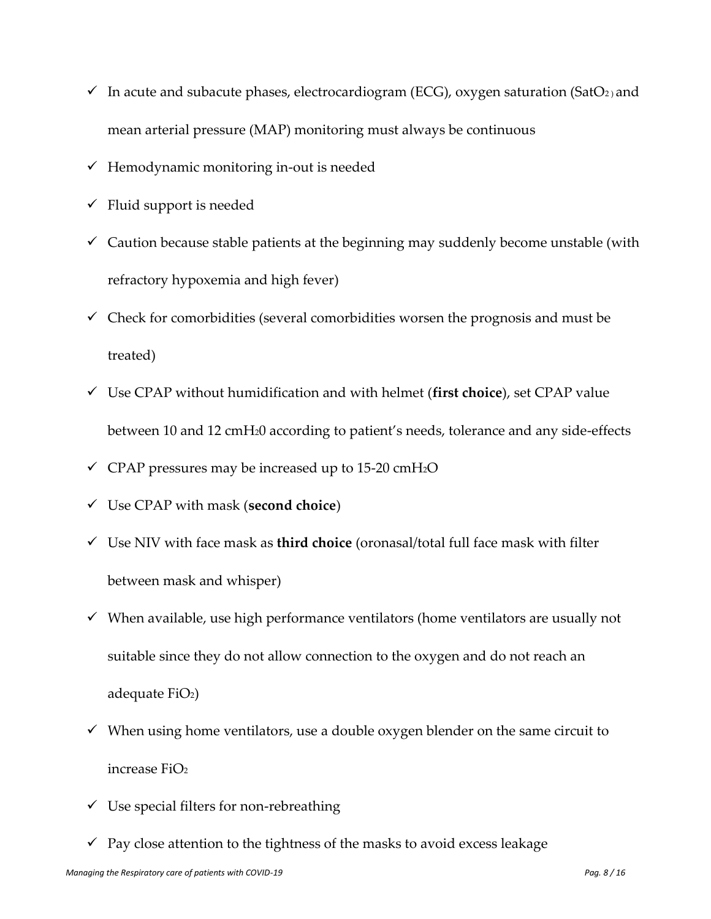- ✓ In acute and subacute phases, electrocardiogram (ECG), oxygen saturation ($SatO_2$) and mean arterial pressure (MAP) monitoring must always be continuous
- ✓ Hemodynamic monitoring in-out is needed
- ✓ Fluid support is needed
- ✓ Caution because stable patients at the beginning may suddenly become unstable (with refractory hypoxemia and high fever)
- ✓ Check for comorbidities (several comorbidities worsen the prognosis and must be treated)
- ✓ Use CPAP without humidification and with helmet (**first choice**), set CPAP value between 10 and 12 $cmH_20$ according to patient's needs, tolerance and any side-effects
- ✓ CPAP pressures may be increased up to 15-20 $cmH_2O$
- ✓ Use CPAP with mask (**second choice**)
- ✓ Use NIV with face mask as **third choice** (oronasal/total full face mask with filter between mask and whisper)
- ✓ When available, use high performance ventilators (home ventilators are usually not suitable since they do not allow connection to the oxygen and do not reach an adequate $FiO_2$)
- ✓ When using home ventilators, use a double oxygen blender on the same circuit to increase $FiO_2$
- ✓ Use special filters for non-rebreathing
- ✓ Pay close attention to the tightness of the masks to avoid excess leakage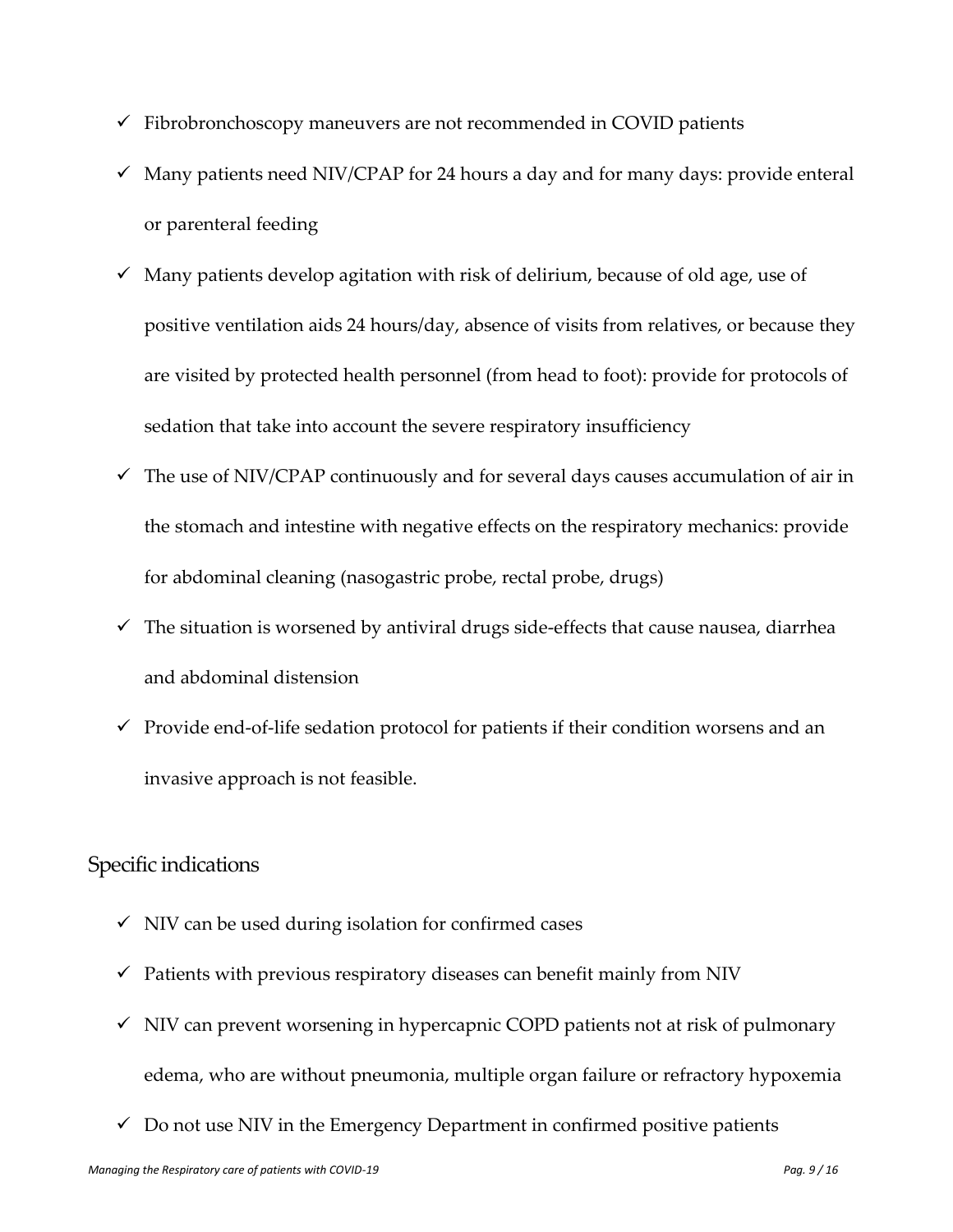- ✓ Fibrobronchoscopy maneuvers are not recommended in COVID patients
- ✓ Many patients need NIV/CPAP for 24 hours a day and for many days: provide enteral or parenteral feeding
- ✓ Many patients develop agitation with risk of delirium, because of old age, use of positive ventilation aids 24 hours/day, absence of visits from relatives, or because they are visited by protected health personnel (from head to foot): provide for protocols of sedation that take into account the severe respiratory insufficiency
- ✓ The use of NIV/CPAP continuously and for several days causes accumulation of air in the stomach and intestine with negative effects on the respiratory mechanics: provide for abdominal cleaning (nasogastric probe, rectal probe, drugs)
- ✓ The situation is worsened by antiviral drugs side-effects that cause nausea, diarrhea and abdominal distension
- ✓ Provide end-of-life sedation protocol for patients if their condition worsens and an invasive approach is not feasible.

## Specific indications

- ✓ NIV can be used during isolation for confirmed cases
- ✓ Patients with previous respiratory diseases can benefit mainly from NIV
- ✓ NIV can prevent worsening in hypercapnic COPD patients not at risk of pulmonary edema, who are without pneumonia, multiple organ failure or refractory hypoxemia
- ✓ Do not use NIV in the Emergency Department in confirmed positive patients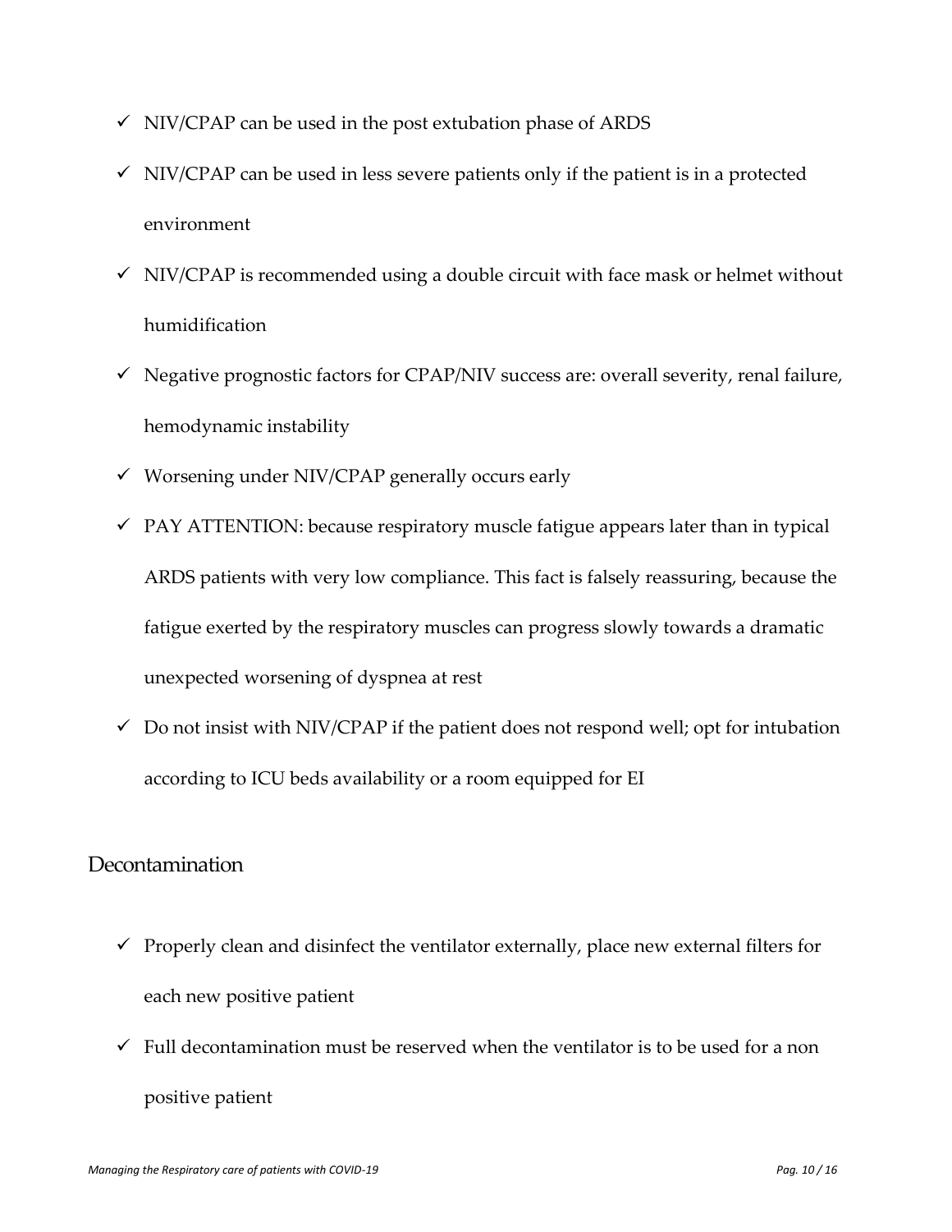- ✓ NIV/CPAP can be used in the post extubation phase of ARDS
- ✓ NIV/CPAP can be used in less severe patients only if the patient is in a protected environment
- ✓ NIV/CPAP is recommended using a double circuit with face mask or helmet without humidification
- ✓ Negative prognostic factors for CPAP/NIV success are: overall severity, renal failure, hemodynamic instability
- ✓ Worsening under NIV/CPAP generally occurs early
- ✓ PAY ATTENTION: because respiratory muscle fatigue appears later than in typical ARDS patients with very low compliance. This fact is falsely reassuring, because the fatigue exerted by the respiratory muscles can progress slowly towards a dramatic unexpected worsening of dyspnea at rest
- ✓ Do not insist with NIV/CPAP if the patient does not respond well; opt for intubation according to ICU beds availability or a room equipped for EI

## Decontamination

- ✓ Properly clean and disinfect the ventilator externally, place new external filters for each new positive patient
- ✓ Full decontamination must be reserved when the ventilator is to be used for a non positive patient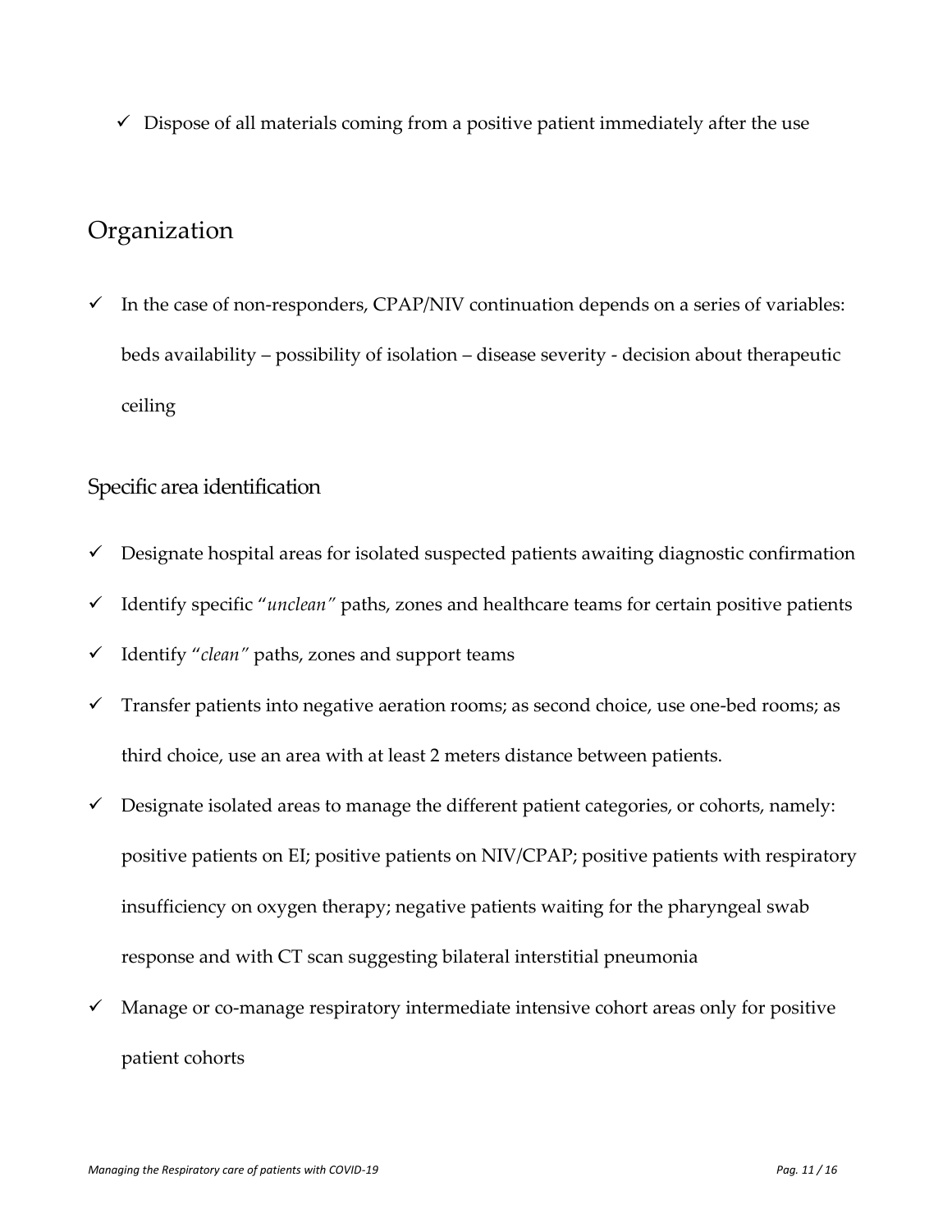- ✓ Dispose of all materials coming from a positive patient immediately after the use

## Organization

- ✓ In the case of non-responders, CPAP/NIV continuation depends on a series of variables: beds availability – possibility of isolation – disease severity - decision about therapeutic ceiling

### Specific area identification

- ✓ Designate hospital areas for isolated suspected patients awaiting diagnostic confirmation
- ✓ Identify specific "*unclean"* paths, zones and healthcare teams for certain positive patients
- ✓ Identify "*clean"* paths, zones and support teams
- ✓ Transfer patients into negative aeration rooms; as second choice, use one-bed rooms; as third choice, use an area with at least 2 meters distance between patients.
- ✓ Designate isolated areas to manage the different patient categories, or cohorts, namely: positive patients on EI; positive patients on NIV/CPAP; positive patients with respiratory insufficiency on oxygen therapy; negative patients waiting for the pharyngeal swab response and with CT scan suggesting bilateral interstitial pneumonia
- ✓ Manage or co-manage respiratory intermediate intensive cohort areas only for positive patient cohorts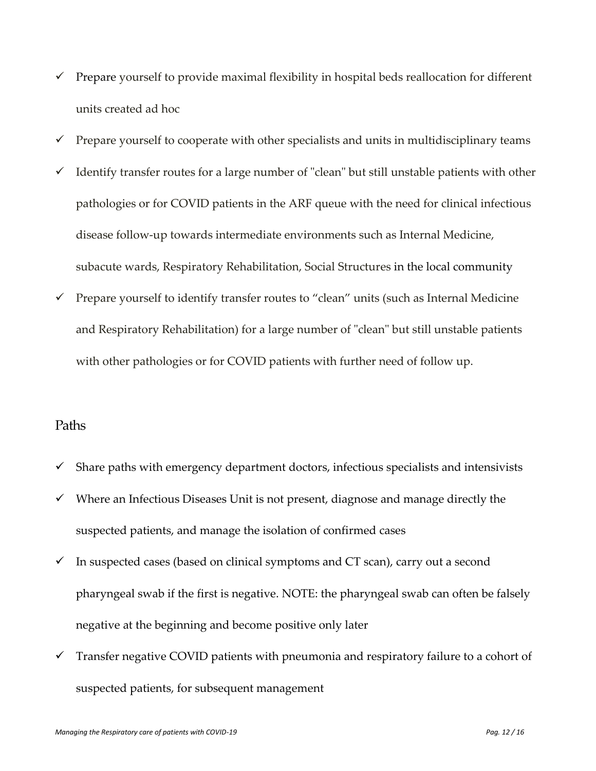- ✓ Prepare yourself to provide maximal flexibility in hospital beds reallocation for different units created ad hoc
- ✓ Prepare yourself to cooperate with other specialists and units in multidisciplinary teams
- ✓ Identify transfer routes for a large number of "clean" but still unstable patients with other pathologies or for COVID patients in the ARF queue with the need for clinical infectious disease follow-up towards intermediate environments such as Internal Medicine, subacute wards, Respiratory Rehabilitation, Social Structures in the local community
- ✓ Prepare yourself to identify transfer routes to "clean" units (such as Internal Medicine and Respiratory Rehabilitation) for a large number of "clean" but still unstable patients with other pathologies or for COVID patients with further need of follow up.

## Paths

- ✓ Share paths with emergency department doctors, infectious specialists and intensivists
- ✓ Where an Infectious Diseases Unit is not present, diagnose and manage directly the suspected patients, and manage the isolation of confirmed cases
- ✓ In suspected cases (based on clinical symptoms and CT scan), carry out a second pharyngeal swab if the first is negative. NOTE: the pharyngeal swab can often be falsely negative at the beginning and become positive only later
- ✓ Transfer negative COVID patients with pneumonia and respiratory failure to a cohort of suspected patients, for subsequent management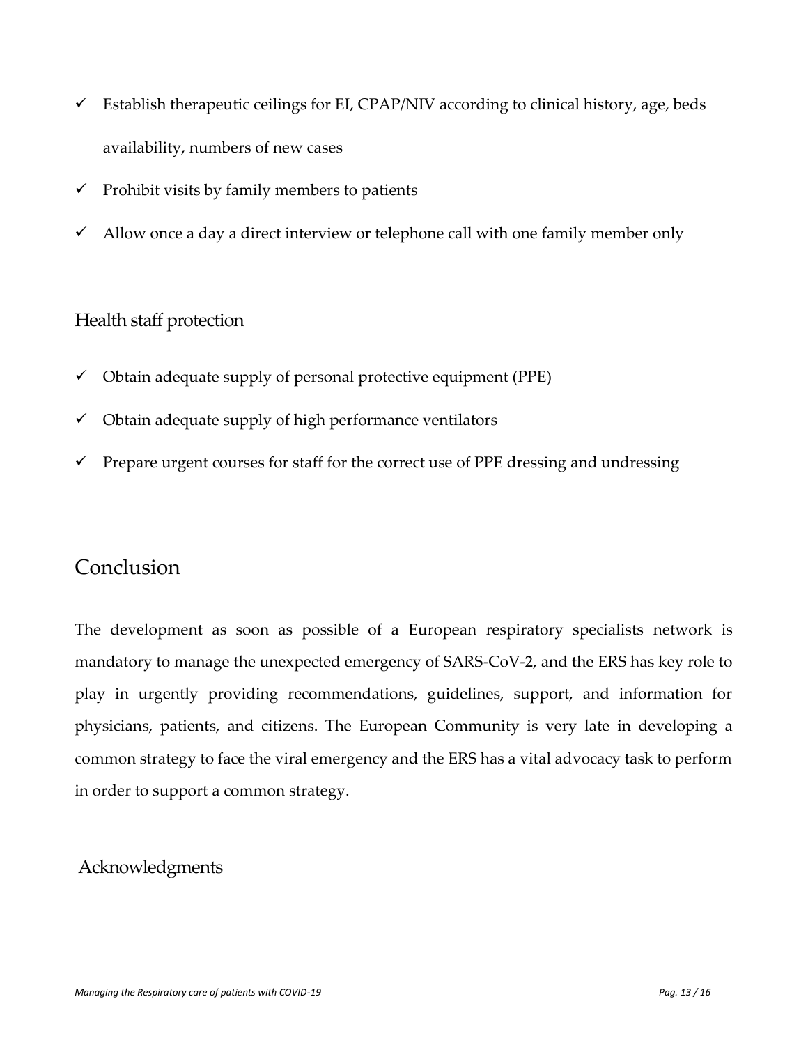- ✓ Establish therapeutic ceilings for EI, CPAP/NIV according to clinical history, age, beds availability, numbers of new cases
- ✓ Prohibit visits by family members to patients
- ✓ Allow once a day a direct interview or telephone call with one family member only

### Health staff protection

- ✓ Obtain adequate supply of personal protective equipment (PPE)
- ✓ Obtain adequate supply of high performance ventilators
- ✓ Prepare urgent courses for staff for the correct use of PPE dressing and undressing

## Conclusion

The development as soon as possible of a European respiratory specialists network is mandatory to manage the unexpected emergency of SARS-CoV-2, and the ERS has key role to play in urgently providing recommendations, guidelines, support, and information for physicians, patients, and citizens. The European Community is very late in developing a common strategy to face the viral emergency and the ERS has a vital advocacy task to perform in order to support a common strategy.

### Acknowledgments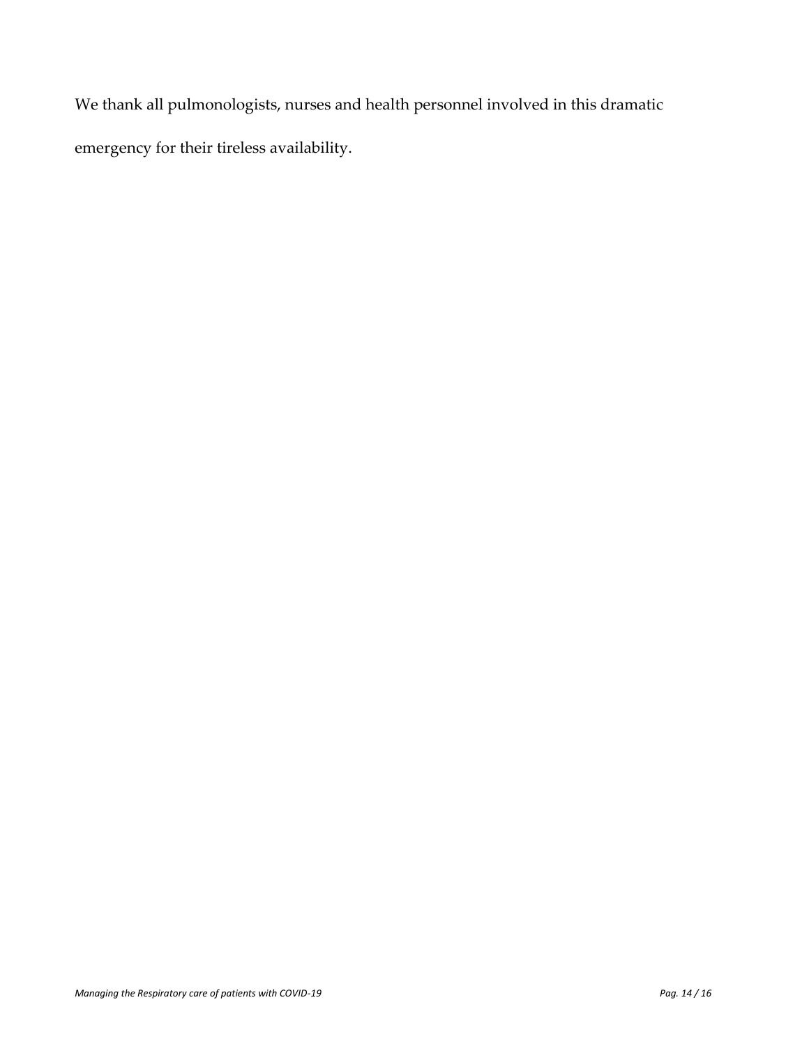We thank all pulmonologists, nurses and health personnel involved in this dramatic emergency for their tireless availability.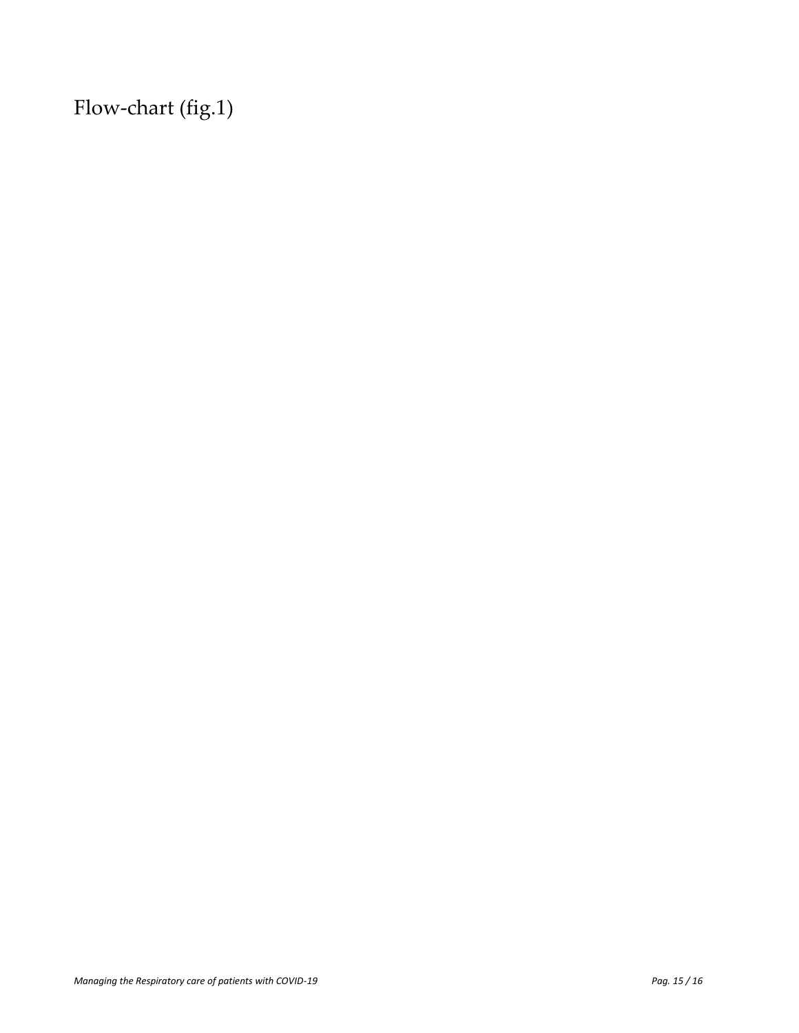# Flow-chart (fig.1)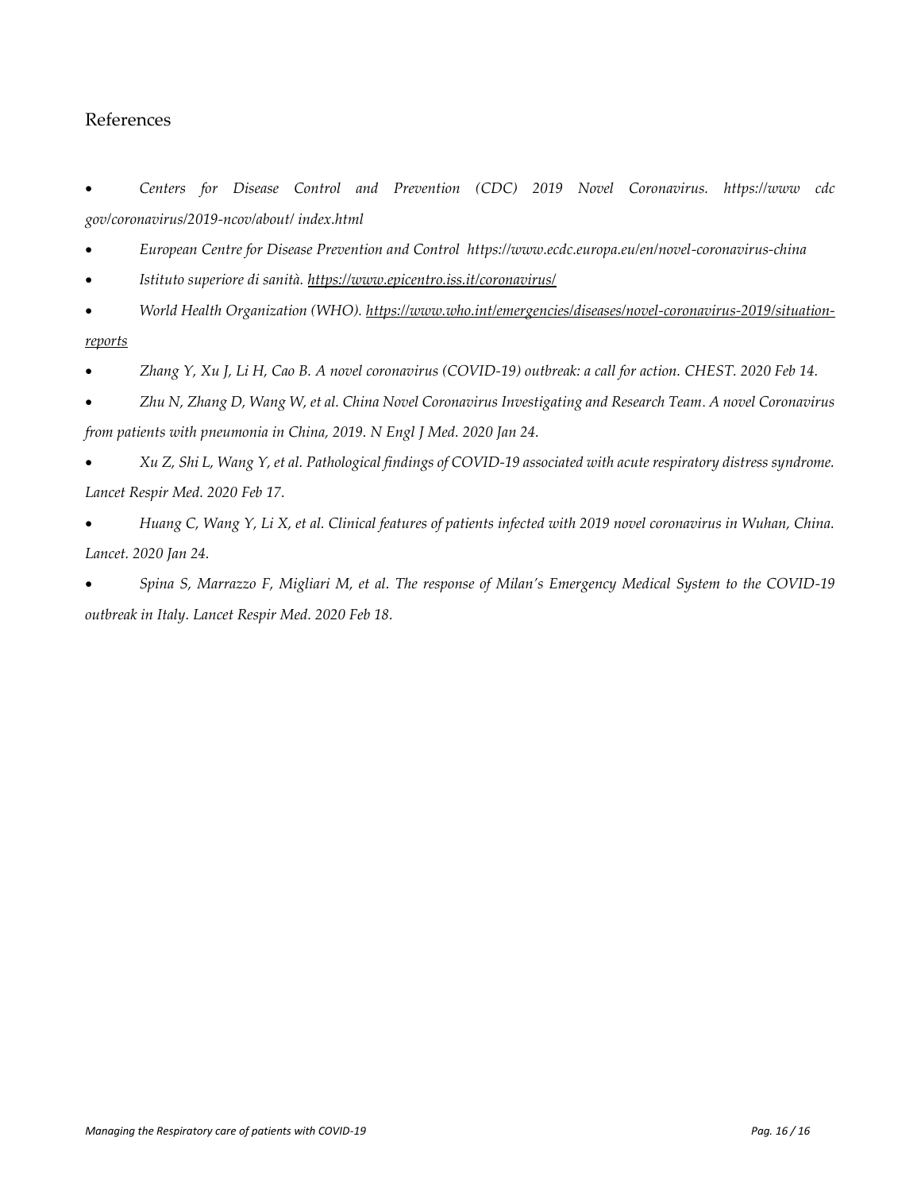## References

- *Centers for Disease Control and Prevention (CDC) 2019 Novel Coronavirus. https://www cdc gov/coronavirus/2019-ncov/about/ index.html*
- *European Centre for Disease Prevention and Control https://www.ecdc.europa.eu/en/novel-coronavirus-china*
- *Istituto superiore di sanità. https://www.epicentro.iss.it/coronavirus/*
- *World Health Organization (WHO). https://www.who.int/emergencies/diseases/novel-coronavirus-2019/situation-reports*
- *Zhang Y, Xu J, Li H, Cao B. A novel coronavirus (COVID-19) outbreak: a call for action. CHEST. 2020 Feb 14.*
- *Zhu N, Zhang D, Wang W, et al. China Novel Coronavirus Investigating and Research Team. A novel Coronavirus from patients with pneumonia in China, 2019. N Engl J Med. 2020 Jan 24.*
- *Xu Z, Shi L, Wang Y, et al. Pathological findings of COVID-19 associated with acute respiratory distress syndrome. Lancet Respir Med. 2020 Feb 17.*
- *Huang C, Wang Y, Li X, et al. Clinical features of patients infected with 2019 novel coronavirus in Wuhan, China. Lancet. 2020 Jan 24.*
- *Spina S, Marrazzo F, Migliari M, et al. The response of Milan's Emergency Medical System to the COVID-19 outbreak in Italy. Lancet Respir Med. 2020 Feb 18.*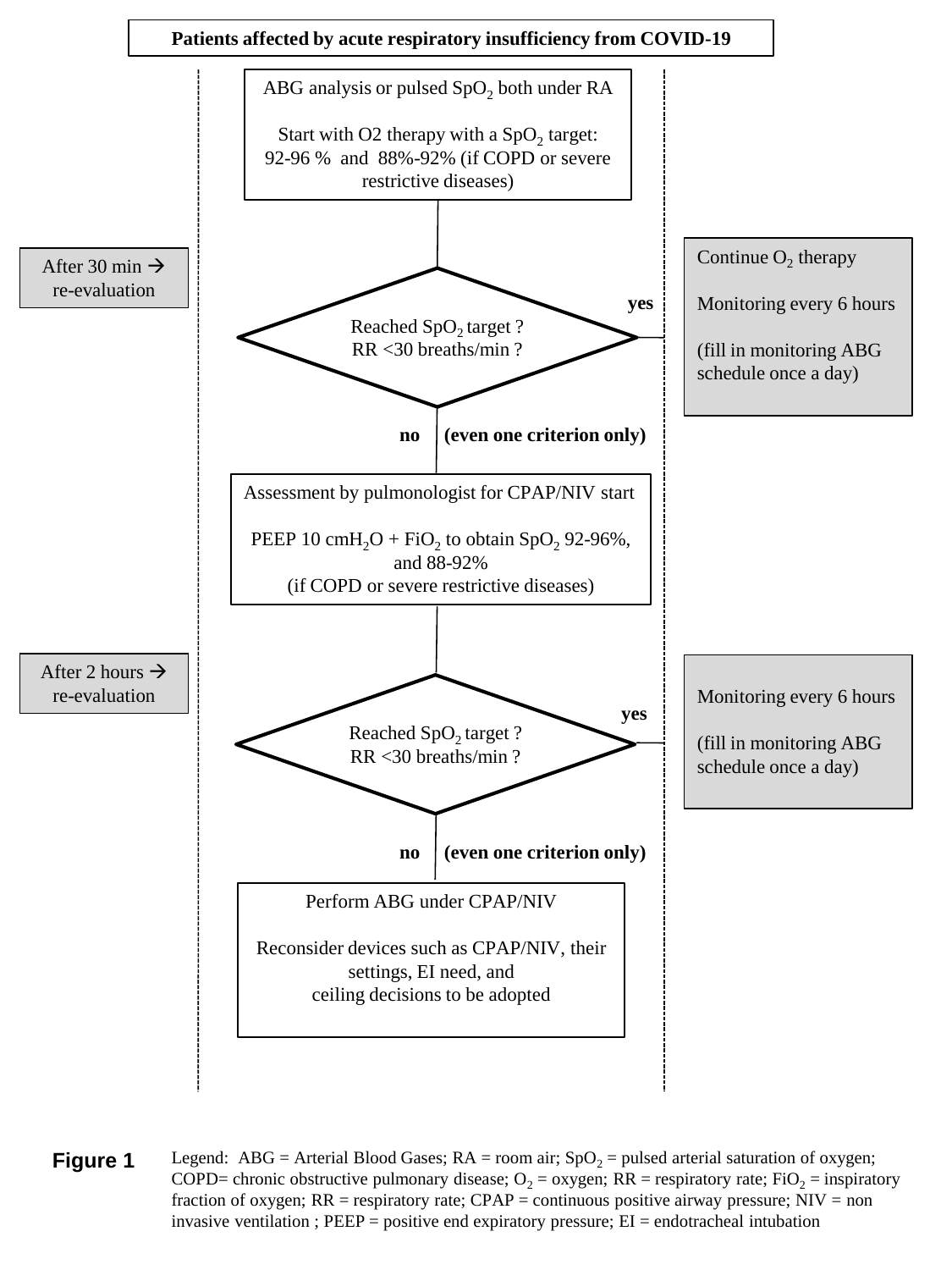**Patients affected by acute respiratory insufficiency from COVID-19**

ABG analysis or pulsed $SpO_2$ both under RA

Start with O2 therapy with a $SpO_2$ target: 92-96 % and 88%-92% (if COPD or severe restrictive diseases)

After 30 min → re-evaluation

Reached $SpO_2$ target ?
RR <30 breaths/min ?

**yes**

Continue $O_2$ therapy

Monitoring every 6 hours

(fill in monitoring ABG schedule once a day)

**no** **(even one criterion only)**

Assessment by pulmonologist for CPAP/NIV start

PEEP 10 $cmH_2O$ + $FiO_2$ to obtain $SpO_2$ 92-96%, and 88-92%
(if COPD or severe restrictive diseases)

After 2 hours → re-evaluation

Reached $SpO_2$ target ?
RR <30 breaths/min ?

**yes**

Monitoring every 6 hours

(fill in monitoring ABG schedule once a day)

**no** **(even one criterion only)**

Perform ABG under CPAP/NIV

Reconsider devices such as CPAP/NIV, their settings, EI need, and
ceiling decisions to be adopted

**Figure 1** Legend: ABG = Arterial Blood Gases; RA = room air; $SpO_2$ = pulsed arterial saturation of oxygen; COPD= chronic obstructive pulmonary disease; $O_2$ = oxygen; RR = respiratory rate; $FiO_2$ = inspiratory fraction of oxygen; RR = respiratory rate; CPAP = continuous positive airway pressure; NIV = non invasive ventilation ; PEEP = positive end expiratory pressure; EI = endotracheal intubation